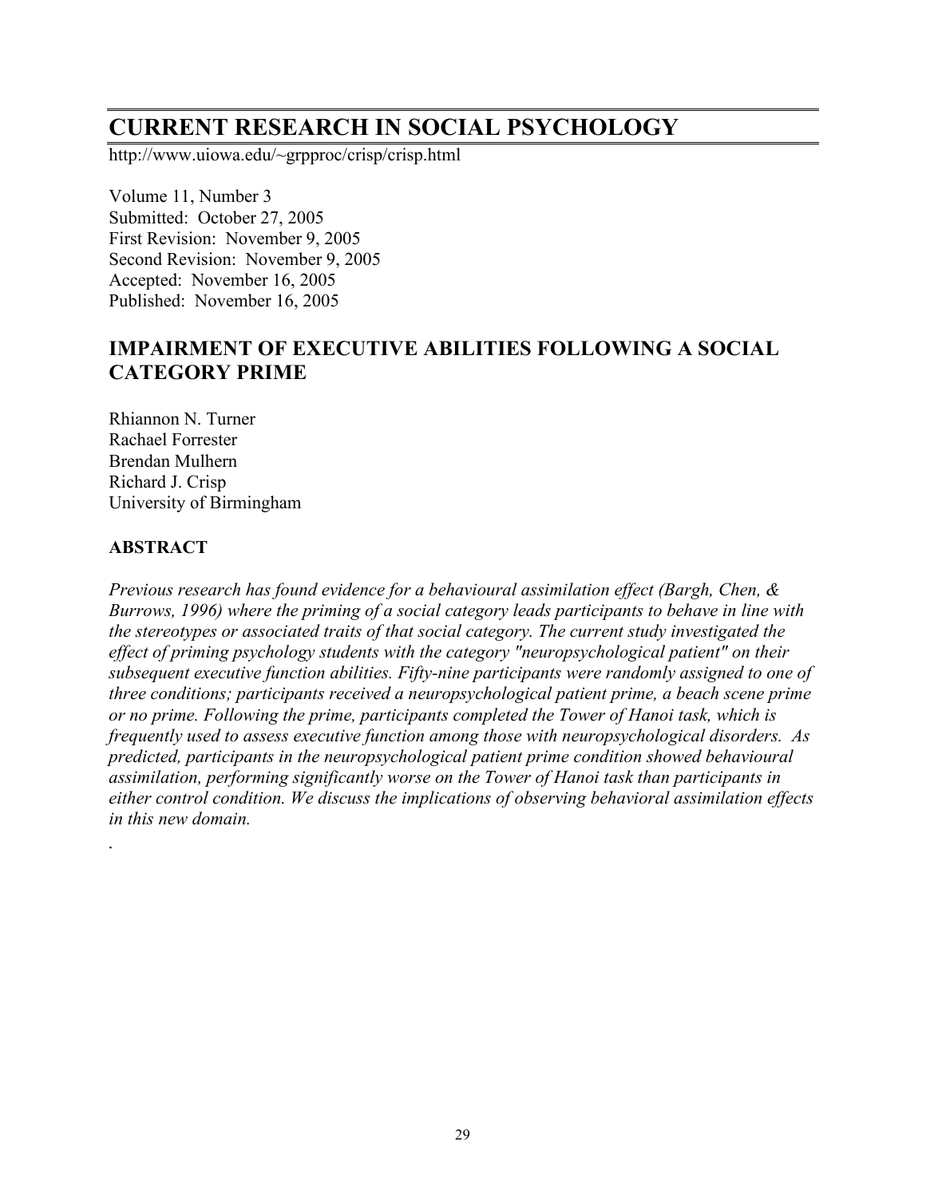# CURRENT RESEARCH IN SOCIAL PSYCHOLOGY

http://www.uiowa.edu/~grpproc/crisp/crisp.html

Volume 11, Number 3
Submitted: October 27, 2005
First Revision: November 9, 2005
Second Revision: November 9, 2005
Accepted: November 16, 2005
Published: November 16, 2005

## IMPAIRMENT OF EXECUTIVE ABILITIES FOLLOWING A SOCIAL CATEGORY PRIME

Rhiannon N. Turner
Rachael Forrester
Brendan Mulhern
Richard J. Crisp
University of Birmingham

### ABSTRACT

*Previous research has found evidence for a behavioural assimilation effect (Bargh, Chen, & Burrows, 1996) where the priming of a social category leads participants to behave in line with the stereotypes or associated traits of that social category. The current study investigated the effect of priming psychology students with the category "neuropsychological patient" on their subsequent executive function abilities. Fifty-nine participants were randomly assigned to one of three conditions; participants received a neuropsychological patient prime, a beach scene prime or no prime. Following the prime, participants completed the Tower of Hanoi task, which is frequently used to assess executive function among those with neuropsychological disorders. As predicted, participants in the neuropsychological patient prime condition showed behavioural assimilation, performing significantly worse on the Tower of Hanoi task than participants in either control condition. We discuss the implications of observing behavioral assimilation effects in this new domain.*

.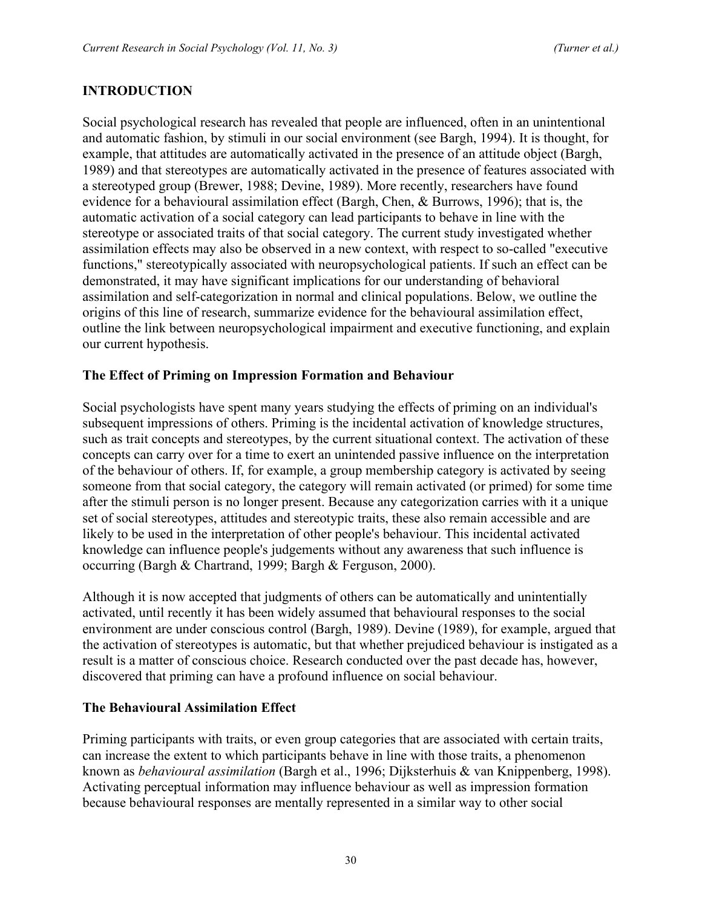## INTRODUCTION

Social psychological research has revealed that people are influenced, often in an unintentional and automatic fashion, by stimuli in our social environment (see Bargh, 1994). It is thought, for example, that attitudes are automatically activated in the presence of an attitude object (Bargh, 1989) and that stereotypes are automatically activated in the presence of features associated with a stereotyped group (Brewer, 1988; Devine, 1989). More recently, researchers have found evidence for a behavioural assimilation effect (Bargh, Chen, & Burrows, 1996); that is, the automatic activation of a social category can lead participants to behave in line with the stereotype or associated traits of that social category. The current study investigated whether assimilation effects may also be observed in a new context, with respect to so-called "executive functions," stereotypically associated with neuropsychological patients. If such an effect can be demonstrated, it may have significant implications for our understanding of behavioral assimilation and self-categorization in normal and clinical populations. Below, we outline the origins of this line of research, summarize evidence for the behavioural assimilation effect, outline the link between neuropsychological impairment and executive functioning, and explain our current hypothesis.

### The Effect of Priming on Impression Formation and Behaviour

Social psychologists have spent many years studying the effects of priming on an individual's subsequent impressions of others. Priming is the incidental activation of knowledge structures, such as trait concepts and stereotypes, by the current situational context. The activation of these concepts can carry over for a time to exert an unintended passive influence on the interpretation of the behaviour of others. If, for example, a group membership category is activated by seeing someone from that social category, the category will remain activated (or primed) for some time after the stimuli person is no longer present. Because any categorization carries with it a unique set of social stereotypes, attitudes and stereotypic traits, these also remain accessible and are likely to be used in the interpretation of other people's behaviour. This incidental activated knowledge can influence people's judgements without any awareness that such influence is occurring (Bargh & Chartrand, 1999; Bargh & Ferguson, 2000).

Although it is now accepted that judgments of others can be automatically and unintentially activated, until recently it has been widely assumed that behavioural responses to the social environment are under conscious control (Bargh, 1989). Devine (1989), for example, argued that the activation of stereotypes is automatic, but that whether prejudiced behaviour is instigated as a result is a matter of conscious choice. Research conducted over the past decade has, however, discovered that priming can have a profound influence on social behaviour.

### The Behavioural Assimilation Effect

Priming participants with traits, or even group categories that are associated with certain traits, can increase the extent to which participants behave in line with those traits, a phenomenon known as *behavioural assimilation* (Bargh et al., 1996; Dijksterhuis & van Knippenberg, 1998). Activating perceptual information may influence behaviour as well as impression formation because behavioural responses are mentally represented in a similar way to other social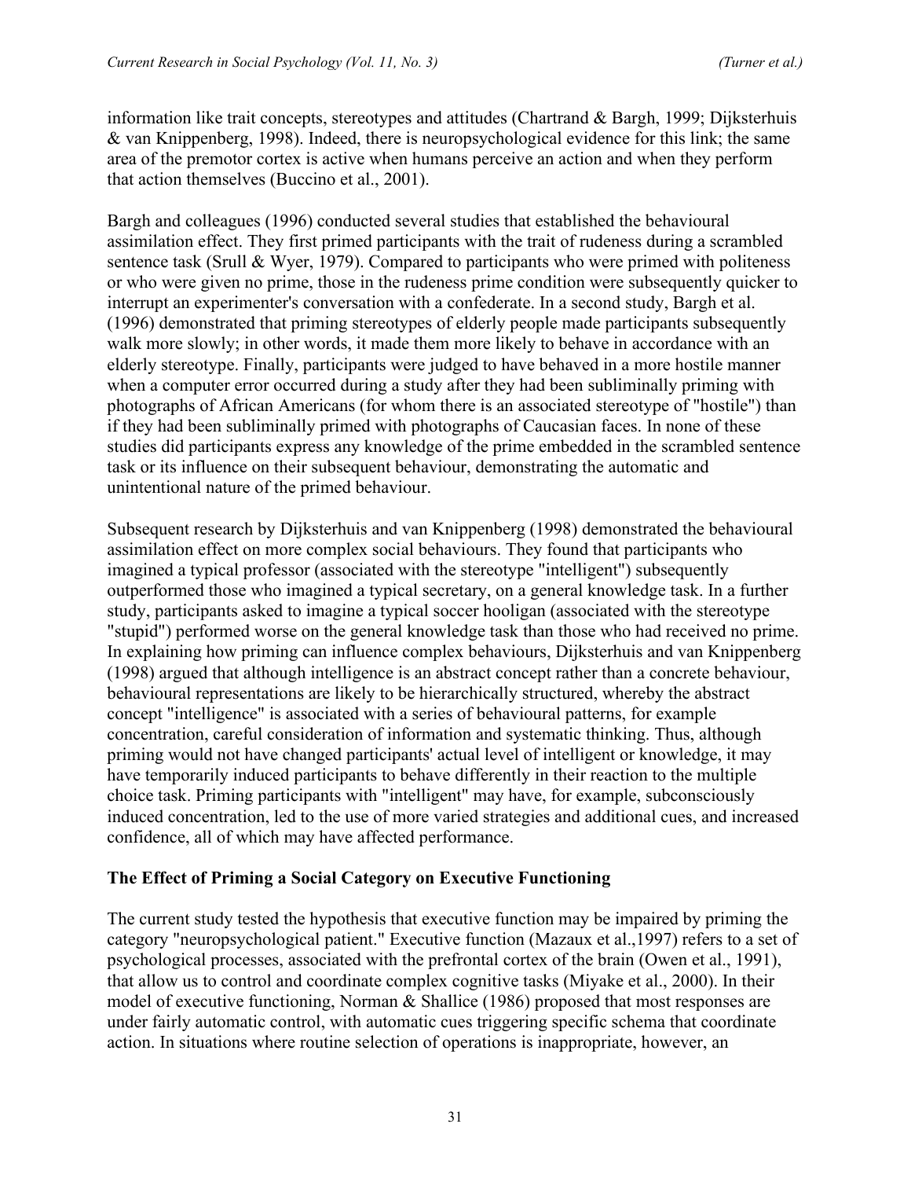information like trait concepts, stereotypes and attitudes (Chartrand & Bargh, 1999; Dijksterhuis & van Knippenberg, 1998). Indeed, there is neuropsychological evidence for this link; the same area of the premotor cortex is active when humans perceive an action and when they perform that action themselves (Buccino et al., 2001).

Bargh and colleagues (1996) conducted several studies that established the behavioural assimilation effect. They first primed participants with the trait of rudeness during a scrambled sentence task (Srull & Wyer, 1979). Compared to participants who were primed with politeness or who were given no prime, those in the rudeness prime condition were subsequently quicker to interrupt an experimenter's conversation with a confederate. In a second study, Bargh et al. (1996) demonstrated that priming stereotypes of elderly people made participants subsequently walk more slowly; in other words, it made them more likely to behave in accordance with an elderly stereotype. Finally, participants were judged to have behaved in a more hostile manner when a computer error occurred during a study after they had been subliminally priming with photographs of African Americans (for whom there is an associated stereotype of "hostile") than if they had been subliminally primed with photographs of Caucasian faces. In none of these studies did participants express any knowledge of the prime embedded in the scrambled sentence task or its influence on their subsequent behaviour, demonstrating the automatic and unintentional nature of the primed behaviour.

Subsequent research by Dijksterhuis and van Knippenberg (1998) demonstrated the behavioural assimilation effect on more complex social behaviours. They found that participants who imagined a typical professor (associated with the stereotype "intelligent") subsequently outperformed those who imagined a typical secretary, on a general knowledge task. In a further study, participants asked to imagine a typical soccer hooligan (associated with the stereotype "stupid") performed worse on the general knowledge task than those who had received no prime. In explaining how priming can influence complex behaviours, Dijksterhuis and van Knippenberg (1998) argued that although intelligence is an abstract concept rather than a concrete behaviour, behavioural representations are likely to be hierarchically structured, whereby the abstract concept "intelligence" is associated with a series of behavioural patterns, for example concentration, careful consideration of information and systematic thinking. Thus, although priming would not have changed participants' actual level of intelligent or knowledge, it may have temporarily induced participants to behave differently in their reaction to the multiple choice task. Priming participants with "intelligent" may have, for example, subconsciously induced concentration, led to the use of more varied strategies and additional cues, and increased confidence, all of which may have affected performance.

## The Effect of Priming a Social Category on Executive Functioning

The current study tested the hypothesis that executive function may be impaired by priming the category "neuropsychological patient." Executive function (Mazaux et al.,1997) refers to a set of psychological processes, associated with the prefrontal cortex of the brain (Owen et al., 1991), that allow us to control and coordinate complex cognitive tasks (Miyake et al., 2000). In their model of executive functioning, Norman & Shallice (1986) proposed that most responses are under fairly automatic control, with automatic cues triggering specific schema that coordinate action. In situations where routine selection of operations is inappropriate, however, an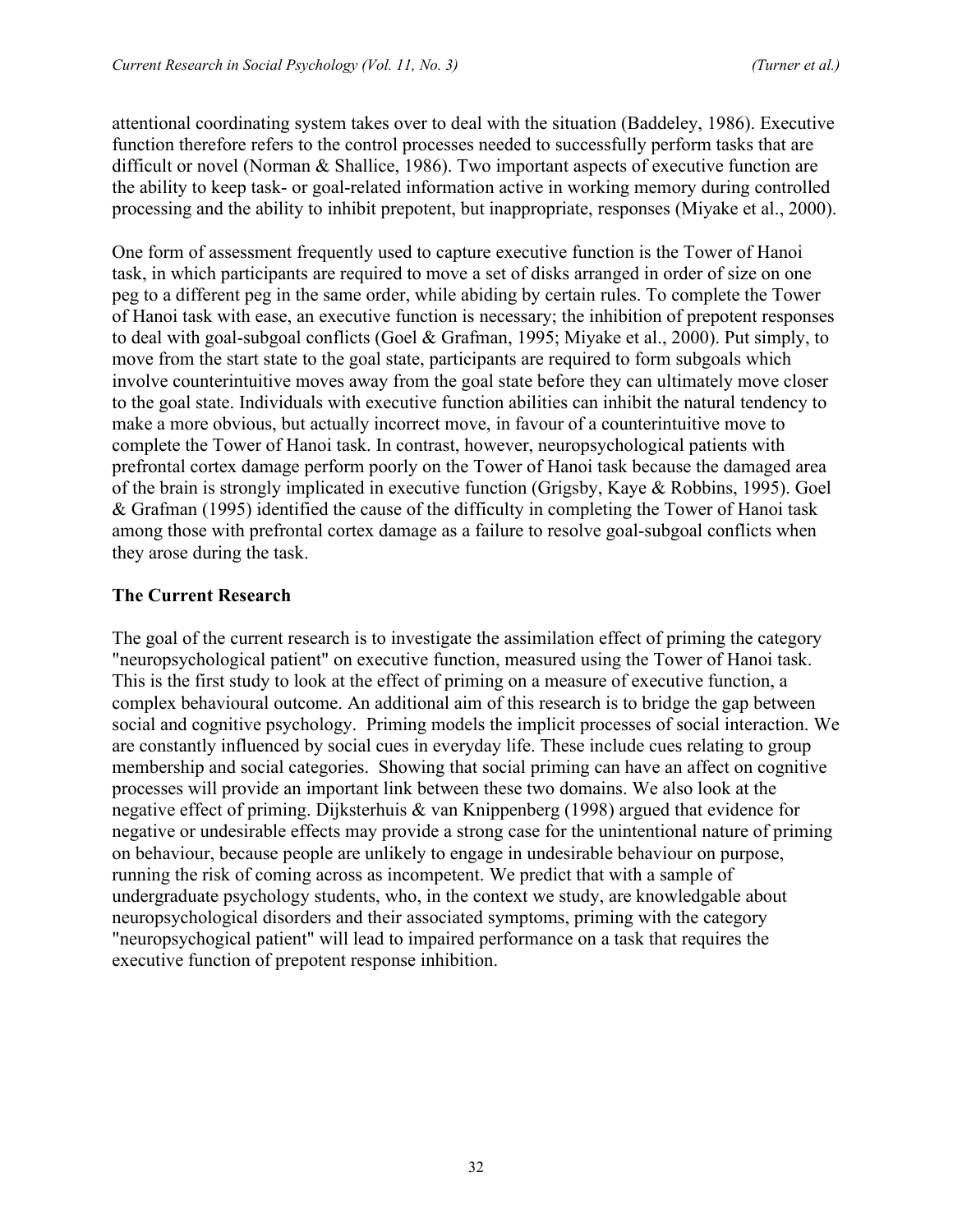attentional coordinating system takes over to deal with the situation (Baddeley, 1986). Executive function therefore refers to the control processes needed to successfully perform tasks that are difficult or novel (Norman & Shallice, 1986). Two important aspects of executive function are the ability to keep task- or goal-related information active in working memory during controlled processing and the ability to inhibit prepotent, but inappropriate, responses (Miyake et al., 2000).

One form of assessment frequently used to capture executive function is the Tower of Hanoi task, in which participants are required to move a set of disks arranged in order of size on one peg to a different peg in the same order, while abiding by certain rules. To complete the Tower of Hanoi task with ease, an executive function is necessary; the inhibition of prepotent responses to deal with goal-subgoal conflicts (Goel & Grafman, 1995; Miyake et al., 2000). Put simply, to move from the start state to the goal state, participants are required to form subgoals which involve counterintuitive moves away from the goal state before they can ultimately move closer to the goal state. Individuals with executive function abilities can inhibit the natural tendency to make a more obvious, but actually incorrect move, in favour of a counterintuitive move to complete the Tower of Hanoi task. In contrast, however, neuropsychological patients with prefrontal cortex damage perform poorly on the Tower of Hanoi task because the damaged area of the brain is strongly implicated in executive function (Grigsby, Kaye & Robbins, 1995). Goel & Grafman (1995) identified the cause of the difficulty in completing the Tower of Hanoi task among those with prefrontal cortex damage as a failure to resolve goal-subgoal conflicts when they arose during the task.

## The Current Research

The goal of the current research is to investigate the assimilation effect of priming the category "neuropsychological patient" on executive function, measured using the Tower of Hanoi task. This is the first study to look at the effect of priming on a measure of executive function, a complex behavioural outcome. An additional aim of this research is to bridge the gap between social and cognitive psychology. Priming models the implicit processes of social interaction. We are constantly influenced by social cues in everyday life. These include cues relating to group membership and social categories. Showing that social priming can have an affect on cognitive processes will provide an important link between these two domains. We also look at the negative effect of priming. Dijksterhuis & van Knippenberg (1998) argued that evidence for negative or undesirable effects may provide a strong case for the unintentional nature of priming on behaviour, because people are unlikely to engage in undesirable behaviour on purpose, running the risk of coming across as incompetent. We predict that with a sample of undergraduate psychology students, who, in the context we study, are knowledgable about neuropsychological disorders and their associated symptoms, priming with the category "neuropsychogical patient" will lead to impaired performance on a task that requires the executive function of prepotent response inhibition.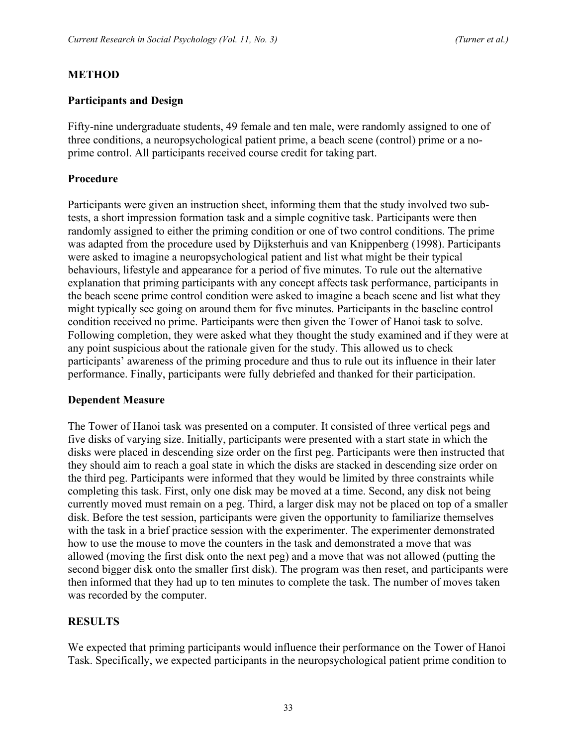## METHOD

### Participants and Design

Fifty-nine undergraduate students, 49 female and ten male, were randomly assigned to one of three conditions, a neuropsychological patient prime, a beach scene (control) prime or a no-prime control. All participants received course credit for taking part.

### Procedure

Participants were given an instruction sheet, informing them that the study involved two sub-tests, a short impression formation task and a simple cognitive task. Participants were then randomly assigned to either the priming condition or one of two control conditions. The prime was adapted from the procedure used by Dijksterhuis and van Knippenberg (1998). Participants were asked to imagine a neuropsychological patient and list what might be their typical behaviours, lifestyle and appearance for a period of five minutes. To rule out the alternative explanation that priming participants with any concept affects task performance, participants in the beach scene prime control condition were asked to imagine a beach scene and list what they might typically see going on around them for five minutes. Participants in the baseline control condition received no prime. Participants were then given the Tower of Hanoi task to solve. Following completion, they were asked what they thought the study examined and if they were at any point suspicious about the rationale given for the study. This allowed us to check participants' awareness of the priming procedure and thus to rule out its influence in their later performance. Finally, participants were fully debriefed and thanked for their participation.

### Dependent Measure

The Tower of Hanoi task was presented on a computer. It consisted of three vertical pegs and five disks of varying size. Initially, participants were presented with a start state in which the disks were placed in descending size order on the first peg. Participants were then instructed that they should aim to reach a goal state in which the disks are stacked in descending size order on the third peg. Participants were informed that they would be limited by three constraints while completing this task. First, only one disk may be moved at a time. Second, any disk not being currently moved must remain on a peg. Third, a larger disk may not be placed on top of a smaller disk. Before the test session, participants were given the opportunity to familiarize themselves with the task in a brief practice session with the experimenter. The experimenter demonstrated how to use the mouse to move the counters in the task and demonstrated a move that was allowed (moving the first disk onto the next peg) and a move that was not allowed (putting the second bigger disk onto the smaller first disk). The program was then reset, and participants were then informed that they had up to ten minutes to complete the task. The number of moves taken was recorded by the computer.

## RESULTS

We expected that priming participants would influence their performance on the Tower of Hanoi Task. Specifically, we expected participants in the neuropsychological patient prime condition to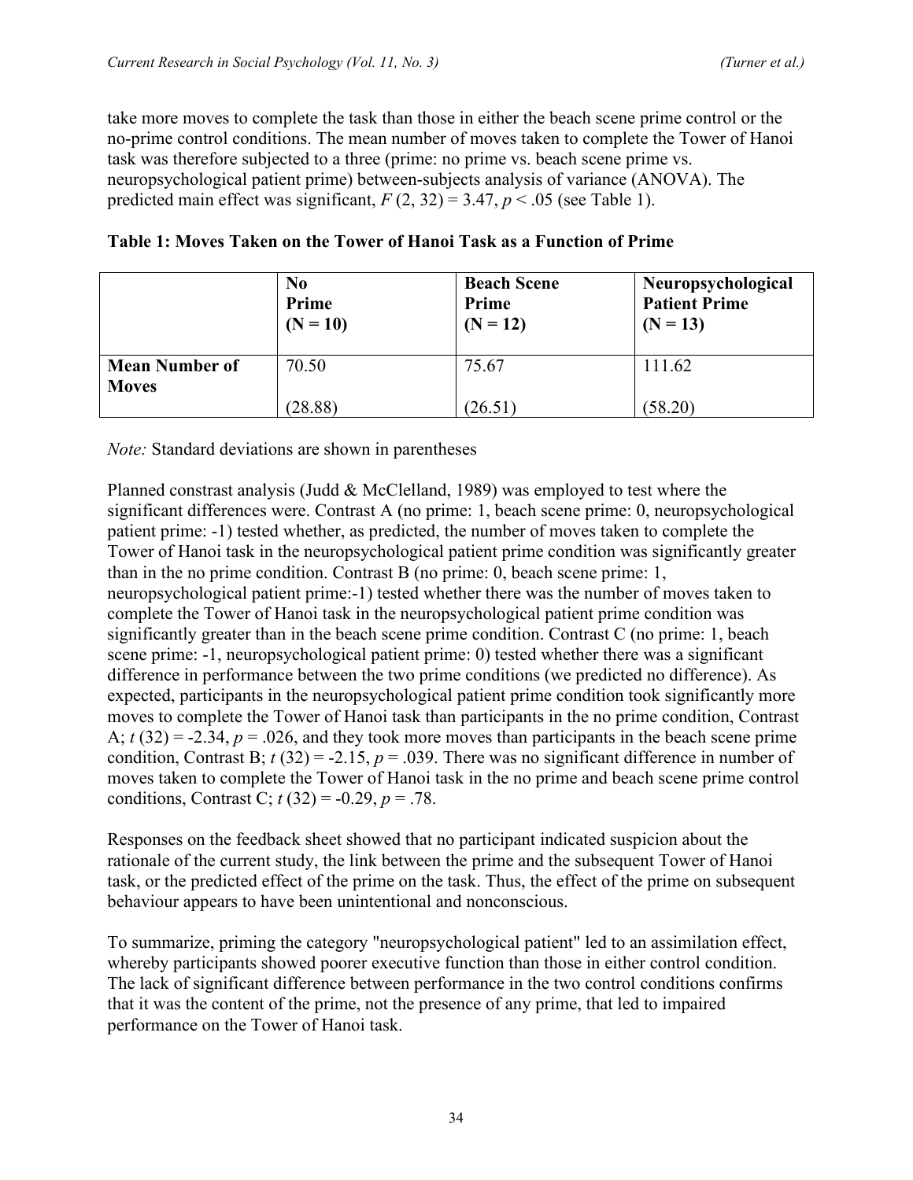take more moves to complete the task than those in either the beach scene prime control or the no-prime control conditions. The mean number of moves taken to complete the Tower of Hanoi task was therefore subjected to a three (prime: no prime vs. beach scene prime vs. neuropsychological patient prime) between-subjects analysis of variance (ANOVA). The predicted main effect was significant, $F$ (2, 32) = 3.47, $p$ < .05 (see Table 1).

**Table 1: Moves Taken on the Tower of Hanoi Task as a Function of Prime**

| | **No Prime (N = 10)** | **Beach Scene Prime (N = 12)** | **Neuropsychological Patient Prime (N = 13)** |
|---|---|---|---|
| **Mean Number of Moves** | 70.50 (28.88) | 75.67 (26.51) | 111.62 (58.20) |

*Note:* Standard deviations are shown in parentheses

Planned constrast analysis (Judd & McClelland, 1989) was employed to test where the significant differences were. Contrast A (no prime: 1, beach scene prime: 0, neuropsychological patient prime: -1) tested whether, as predicted, the number of moves taken to complete the Tower of Hanoi task in the neuropsychological patient prime condition was significantly greater than in the no prime condition. Contrast B (no prime: 0, beach scene prime: 1, neuropsychological patient prime:-1) tested whether there was the number of moves taken to complete the Tower of Hanoi task in the neuropsychological patient prime condition was significantly greater than in the beach scene prime condition. Contrast C (no prime: 1, beach scene prime: -1, neuropsychological patient prime: 0) tested whether there was a significant difference in performance between the two prime conditions (we predicted no difference). As expected, participants in the neuropsychological patient prime condition took significantly more moves to complete the Tower of Hanoi task than participants in the no prime condition, Contrast A; $t$ (32) = -2.34, $p$ = .026, and they took more moves than participants in the beach scene prime condition, Contrast B; $t$ (32) = -2.15, $p$ = .039. There was no significant difference in number of moves taken to complete the Tower of Hanoi task in the no prime and beach scene prime control conditions, Contrast C; $t$ (32) = -0.29, $p$ = .78.

Responses on the feedback sheet showed that no participant indicated suspicion about the rationale of the current study, the link between the prime and the subsequent Tower of Hanoi task, or the predicted effect of the prime on the task. Thus, the effect of the prime on subsequent behaviour appears to have been unintentional and nonconscious.

To summarize, priming the category "neuropsychological patient" led to an assimilation effect, whereby participants showed poorer executive function than those in either control condition. The lack of significant difference between performance in the two control conditions confirms that it was the content of the prime, not the presence of any prime, that led to impaired performance on the Tower of Hanoi task.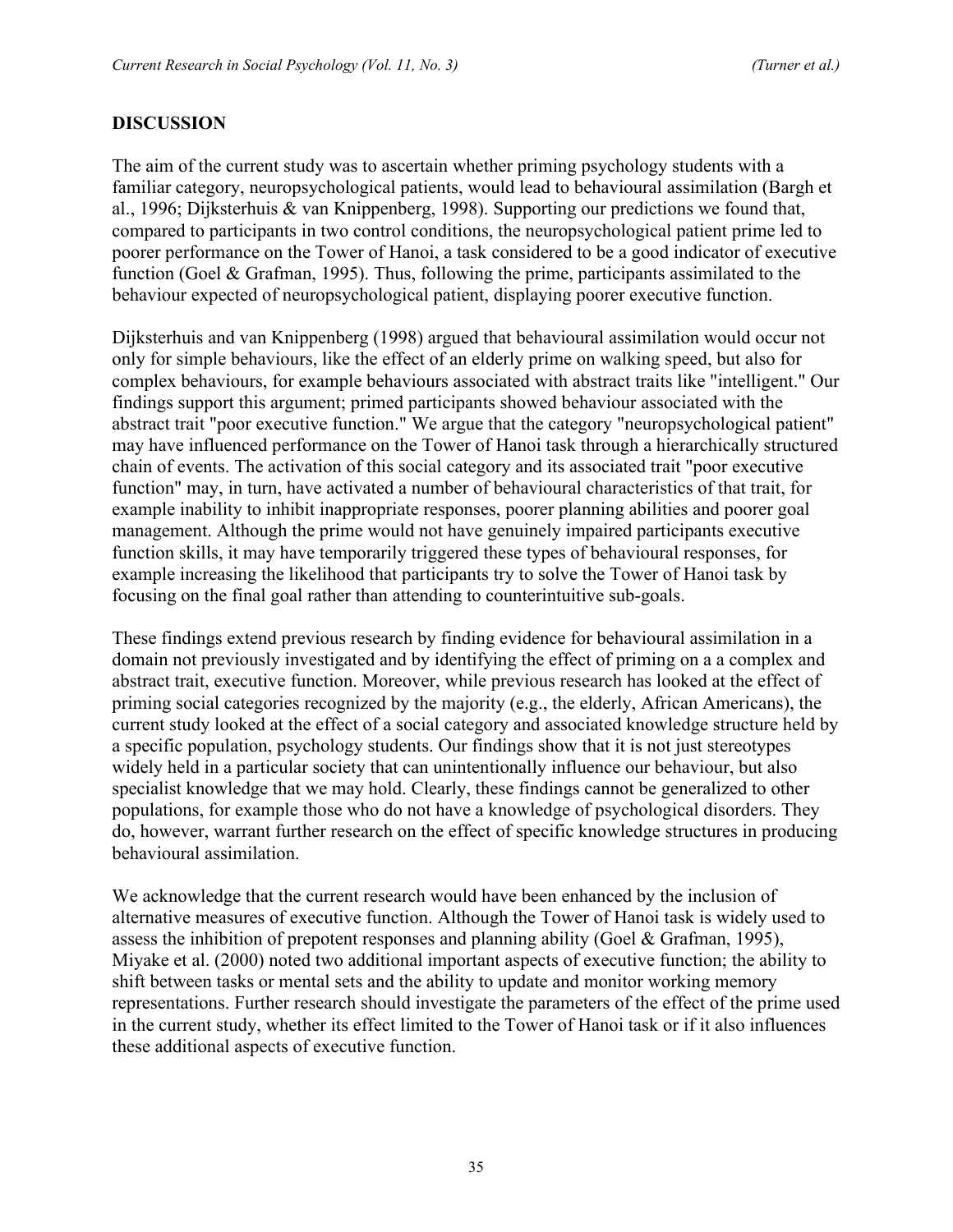## DISCUSSION

The aim of the current study was to ascertain whether priming psychology students with a familiar category, neuropsychological patients, would lead to behavioural assimilation (Bargh et al., 1996; Dijksterhuis & van Knippenberg, 1998). Supporting our predictions we found that, compared to participants in two control conditions, the neuropsychological patient prime led to poorer performance on the Tower of Hanoi, a task considered to be a good indicator of executive function (Goel & Grafman, 1995). Thus, following the prime, participants assimilated to the behaviour expected of neuropsychological patient, displaying poorer executive function.

Dijksterhuis and van Knippenberg (1998) argued that behavioural assimilation would occur not only for simple behaviours, like the effect of an elderly prime on walking speed, but also for complex behaviours, for example behaviours associated with abstract traits like "intelligent." Our findings support this argument; primed participants showed behaviour associated with the abstract trait "poor executive function." We argue that the category "neuropsychological patient" may have influenced performance on the Tower of Hanoi task through a hierarchically structured chain of events. The activation of this social category and its associated trait "poor executive function" may, in turn, have activated a number of behavioural characteristics of that trait, for example inability to inhibit inappropriate responses, poorer planning abilities and poorer goal management. Although the prime would not have genuinely impaired participants executive function skills, it may have temporarily triggered these types of behavioural responses, for example increasing the likelihood that participants try to solve the Tower of Hanoi task by focusing on the final goal rather than attending to counterintuitive sub-goals.

These findings extend previous research by finding evidence for behavioural assimilation in a domain not previously investigated and by identifying the effect of priming on a a complex and abstract trait, executive function. Moreover, while previous research has looked at the effect of priming social categories recognized by the majority (e.g., the elderly, African Americans), the current study looked at the effect of a social category and associated knowledge structure held by a specific population, psychology students. Our findings show that it is not just stereotypes widely held in a particular society that can unintentionally influence our behaviour, but also specialist knowledge that we may hold. Clearly, these findings cannot be generalized to other populations, for example those who do not have a knowledge of psychological disorders. They do, however, warrant further research on the effect of specific knowledge structures in producing behavioural assimilation.

We acknowledge that the current research would have been enhanced by the inclusion of alternative measures of executive function. Although the Tower of Hanoi task is widely used to assess the inhibition of prepotent responses and planning ability (Goel & Grafman, 1995), Miyake et al. (2000) noted two additional important aspects of executive function; the ability to shift between tasks or mental sets and the ability to update and monitor working memory representations. Further research should investigate the parameters of the effect of the prime used in the current study, whether its effect limited to the Tower of Hanoi task or if it also influences these additional aspects of executive function.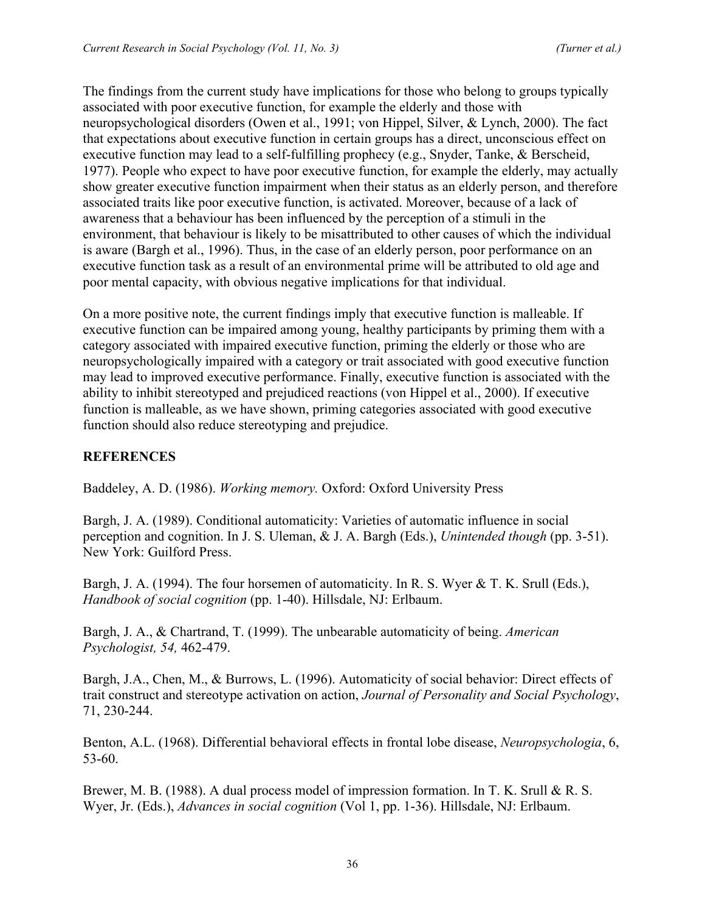The findings from the current study have implications for those who belong to groups typically associated with poor executive function, for example the elderly and those with neuropsychological disorders (Owen et al., 1991; von Hippel, Silver, & Lynch, 2000). The fact that expectations about executive function in certain groups has a direct, unconscious effect on executive function may lead to a self-fulfilling prophecy (e.g., Snyder, Tanke, & Berscheid, 1977). People who expect to have poor executive function, for example the elderly, may actually show greater executive function impairment when their status as an elderly person, and therefore associated traits like poor executive function, is activated. Moreover, because of a lack of awareness that a behaviour has been influenced by the perception of a stimuli in the environment, that behaviour is likely to be misattributed to other causes of which the individual is aware (Bargh et al., 1996). Thus, in the case of an elderly person, poor performance on an executive function task as a result of an environmental prime will be attributed to old age and poor mental capacity, with obvious negative implications for that individual.

On a more positive note, the current findings imply that executive function is malleable. If executive function can be impaired among young, healthy participants by priming them with a category associated with impaired executive function, priming the elderly or those who are neuropsychologically impaired with a category or trait associated with good executive function may lead to improved executive performance. Finally, executive function is associated with the ability to inhibit stereotyped and prejudiced reactions (von Hippel et al., 2000). If executive function is malleable, as we have shown, priming categories associated with good executive function should also reduce stereotyping and prejudice.

## REFERENCES

Baddeley, A. D. (1986). *Working memory.* Oxford: Oxford University Press

Bargh, J. A. (1989). Conditional automaticity: Varieties of automatic influence in social perception and cognition. In J. S. Uleman, & J. A. Bargh (Eds.), *Unintended though* (pp. 3-51). New York: Guilford Press.

Bargh, J. A. (1994). The four horsemen of automaticity. In R. S. Wyer & T. K. Srull (Eds.), *Handbook of social cognition* (pp. 1-40). Hillsdale, NJ: Erlbaum.

Bargh, J. A., & Chartrand, T. (1999). The unbearable automaticity of being. *American Psychologist, 54,* 462-479.

Bargh, J.A., Chen, M., & Burrows, L. (1996). Automaticity of social behavior: Direct effects of trait construct and stereotype activation on action, *Journal of Personality and Social Psychology*, 71, 230-244.

Benton, A.L. (1968). Differential behavioral effects in frontal lobe disease, *Neuropsychologia*, 6, 53-60.

Brewer, M. B. (1988). A dual process model of impression formation. In T. K. Srull & R. S. Wyer, Jr. (Eds.), *Advances in social cognition* (Vol 1, pp. 1-36). Hillsdale, NJ: Erlbaum.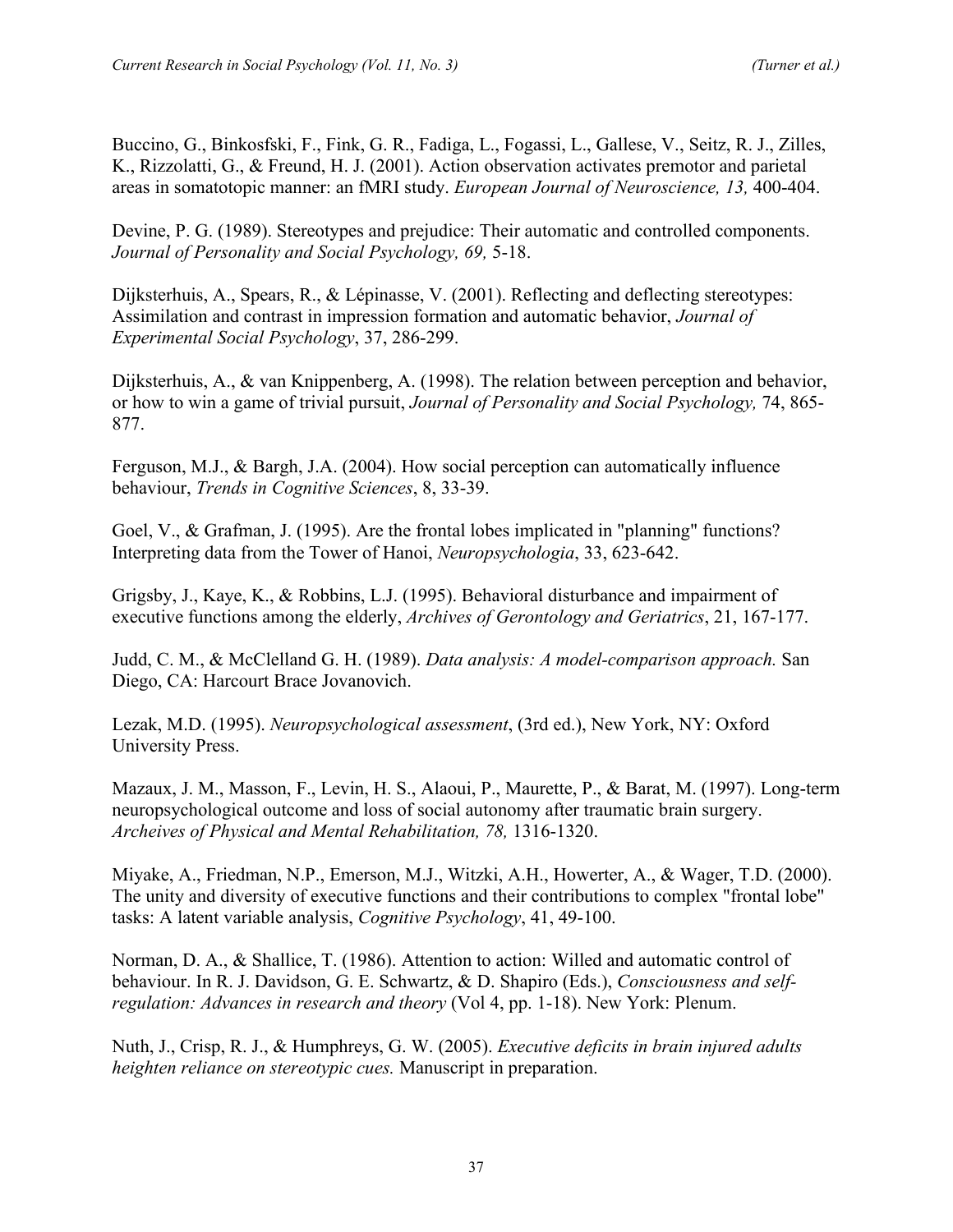Buccino, G., Binkosfski, F., Fink, G. R., Fadiga, L., Fogassi, L., Gallese, V., Seitz, R. J., Zilles, K., Rizzolatti, G., & Freund, H. J. (2001). Action observation activates premotor and parietal areas in somatotopic manner: an fMRI study. *European Journal of Neuroscience, 13,* 400-404.

Devine, P. G. (1989). Stereotypes and prejudice: Their automatic and controlled components. *Journal of Personality and Social Psychology, 69,* 5-18.

Dijksterhuis, A., Spears, R., & Lépinasse, V. (2001). Reflecting and deflecting stereotypes: Assimilation and contrast in impression formation and automatic behavior, *Journal of Experimental Social Psychology*, 37, 286-299.

Dijksterhuis, A., & van Knippenberg, A. (1998). The relation between perception and behavior, or how to win a game of trivial pursuit, *Journal of Personality and Social Psychology,* 74, 865-877.

Ferguson, M.J., & Bargh, J.A. (2004). How social perception can automatically influence behaviour, *Trends in Cognitive Sciences*, 8, 33-39.

Goel, V., & Grafman, J. (1995). Are the frontal lobes implicated in "planning" functions? Interpreting data from the Tower of Hanoi, *Neuropsychologia*, 33, 623-642.

Grigsby, J., Kaye, K., & Robbins, L.J. (1995). Behavioral disturbance and impairment of executive functions among the elderly, *Archives of Gerontology and Geriatrics*, 21, 167-177.

Judd, C. M., & McClelland G. H. (1989). *Data analysis: A model-comparison approach.* San Diego, CA: Harcourt Brace Jovanovich.

Lezak, M.D. (1995). *Neuropsychological assessment*, (3rd ed.), New York, NY: Oxford University Press.

Mazaux, J. M., Masson, F., Levin, H. S., Alaoui, P., Maurette, P., & Barat, M. (1997). Long-term neuropsychological outcome and loss of social autonomy after traumatic brain surgery. *Archeives of Physical and Mental Rehabilitation, 78,* 1316-1320.

Miyake, A., Friedman, N.P., Emerson, M.J., Witzki, A.H., Howerter, A., & Wager, T.D. (2000). The unity and diversity of executive functions and their contributions to complex "frontal lobe" tasks: A latent variable analysis, *Cognitive Psychology*, 41, 49-100.

Norman, D. A., & Shallice, T. (1986). Attention to action: Willed and automatic control of behaviour. In R. J. Davidson, G. E. Schwartz, & D. Shapiro (Eds.), *Consciousness and self-regulation: Advances in research and theory* (Vol 4, pp. 1-18). New York: Plenum.

Nuth, J., Crisp, R. J., & Humphreys, G. W. (2005). *Executive deficits in brain injured adults heighten reliance on stereotypic cues.* Manuscript in preparation.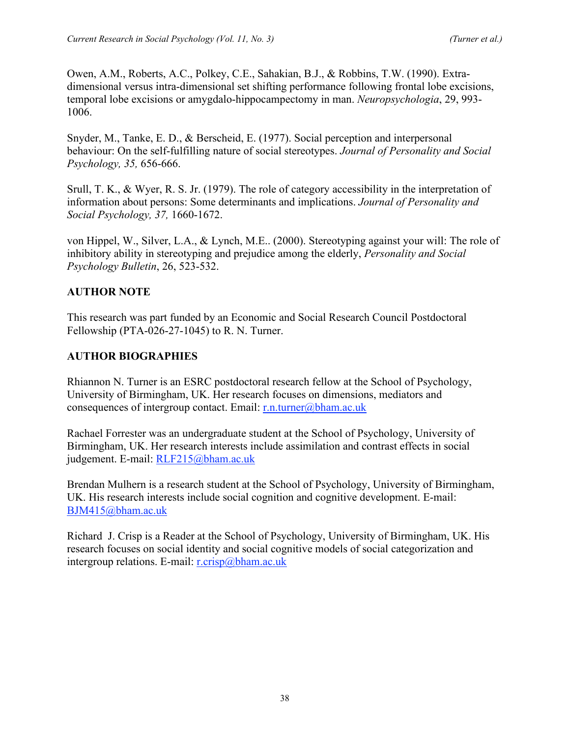Owen, A.M., Roberts, A.C., Polkey, C.E., Sahakian, B.J., & Robbins, T.W. (1990). Extra-dimensional versus intra-dimensional set shifting performance following frontal lobe excisions, temporal lobe excisions or amygdalo-hippocampectomy in man. *Neuropsychologia*, 29, 993-1006.

Snyder, M., Tanke, E. D., & Berscheid, E. (1977). Social perception and interpersonal behaviour: On the self-fulfilling nature of social stereotypes. *Journal of Personality and Social Psychology, 35,* 656-666.

Srull, T. K., & Wyer, R. S. Jr. (1979). The role of category accessibility in the interpretation of information about persons: Some determinants and implications. *Journal of Personality and Social Psychology, 37,* 1660-1672.

von Hippel, W., Silver, L.A., & Lynch, M.E.. (2000). Stereotyping against your will: The role of inhibitory ability in stereotyping and prejudice among the elderly, *Personality and Social Psychology Bulletin*, 26, 523-532.

## AUTHOR NOTE

This research was part funded by an Economic and Social Research Council Postdoctoral Fellowship (PTA-026-27-1045) to R. N. Turner.

## AUTHOR BIOGRAPHIES

Rhiannon N. Turner is an ESRC postdoctoral research fellow at the School of Psychology, University of Birmingham, UK. Her research focuses on dimensions, mediators and consequences of intergroup contact. Email: r.n.turner@bham.ac.uk

Rachael Forrester was an undergraduate student at the School of Psychology, University of Birmingham, UK. Her research interests include assimilation and contrast effects in social judgement. E-mail: RLF215@bham.ac.uk

Brendan Mulhern is a research student at the School of Psychology, University of Birmingham, UK. His research interests include social cognition and cognitive development. E-mail: BJM415@bham.ac.uk

Richard J. Crisp is a Reader at the School of Psychology, University of Birmingham, UK. His research focuses on social identity and social cognitive models of social categorization and intergroup relations. E-mail: r.crisp@bham.ac.uk